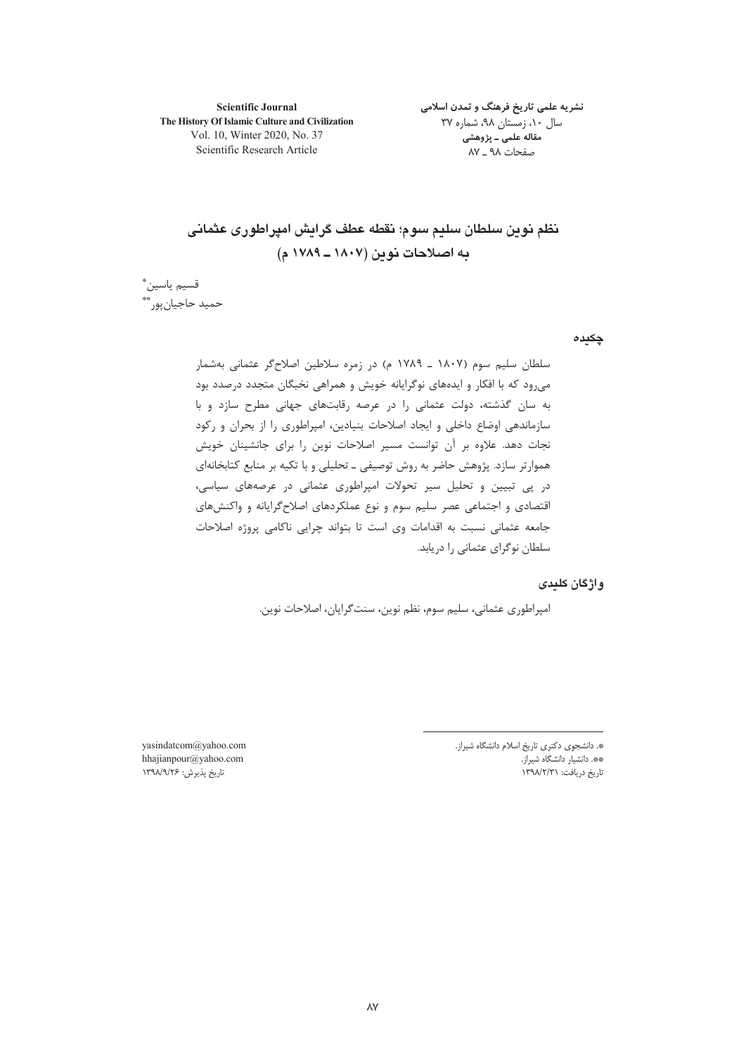# نظم نوین سلطان سلیم سوم؛ نقطه عطف گرایش امپراطوری عثمانی به اصلاحات نوین (۱۸۰۷ ـ ۱۷۸۹ م)

قسیم یاسین*

حمید حاجیان‌پور**

## چکیده

سلطان سلیم سوم (۱۸۰۷ ـ ۱۷۸۹ م) در زمره سلاطین اصلاح‌گر عثمانی به‌شمار می‌رود که با افکار و ایده‌های نوگرایانه خویش و همراهی نخبگان متجدد درصدد بود به سان گذشته، دولت عثمانی را در عرصه رقابت‌های جهانی مطرح سازد و با سازماندهی اوضاع داخلی و ایجاد اصلاحات بنیادین، امپراطوری را از بحران و رکود نجات دهد. علاوه بر آن توانست مسیر اصلاحات نوین را برای جانشینان خویش هموارتر سازد. پژوهش حاضر به روش توصیفی ـ تحلیلی و با تکیه بر منابع کتابخانه‌ای در پی تبیین و تحلیل سیر تحولات امپراطوری عثمانی در عرصه‌های سیاسی، اقتصادی و اجتماعی عصر سلیم سوم و نوع عملکردهای اصلاح‌گرایانه و واکنش‌های جامعه عثمانی نسبت به اقدامات وی است تا بتواند چرایی ناکامی پروژه اصلاحات سلطان نوگرای عثمانی را دریابد.

## واژگان کلیدی

امپراطوری عثمانی، سلیم سوم، نظم نوین، سنت‌گرایان، اصلاحات نوین.

---

*. دانشجوی دکتری تاریخ اسلام دانشگاه شیراز. yasindatcom@yahoo.com

**. دانشیار دانشگاه شیراز. hhajianpour@yahoo.com

تاریخ دریافت: ۱۳۹۸/۲/۳۱ تاریخ پذیرش: ۱۳۹۸/۹/۲۶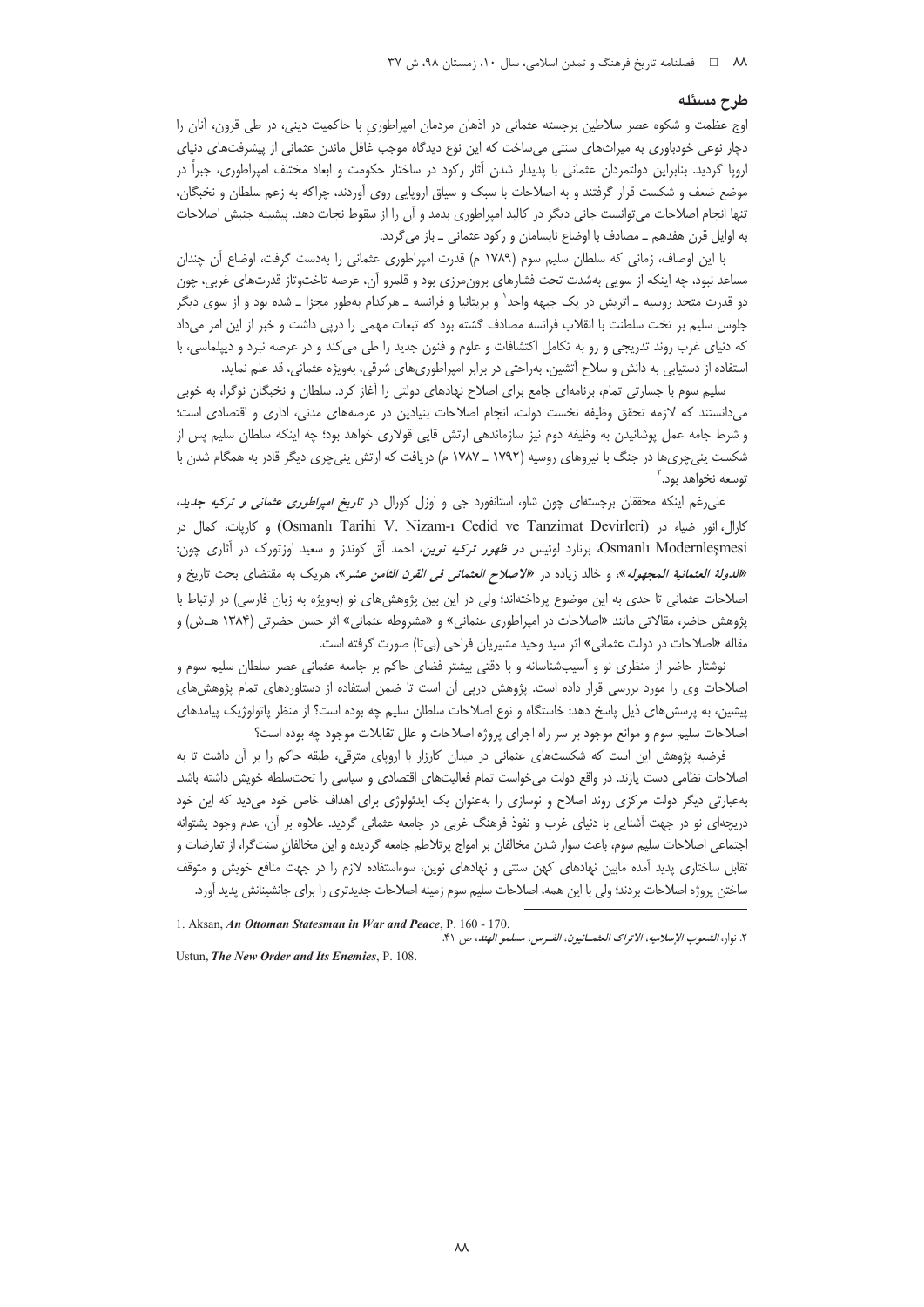## طرح مسئله

اوج عظمت و شکوه عصر سلاطین برجسته عثمانی در اذهان مردمان امپراطوری با حاکمیت دینی، در طی قرون، آنان را دچار نوعی خودباوری به میراث‌های سنتی می‌ساخت که این نوع دیدگاه موجب غافل ماندن عثمانی از پیشرفت‌های دنیای اروپا گردید. بنابراین دولتمردان عثمانی با پدیدار شدن آثار رکود در ساختار حکومت و ابعاد مختلف امپراطوری، جبراً در موضع ضعف و شکست قرار گرفتند و به اصلاحات با سبک و سیاق اروپایی روی آوردند، چراکه به زعم سلطان و نخبگان، تنها انجام اصلاحات می‌توانست جانی دیگر در کالبد امپراطوری بدمد و آن را از سقوط نجات دهد. پیشینه جنبش اصلاحات به اوایل قرن هفدهم ـ مصادف با اوضاع نابسامان و رکود عثمانی ـ باز می‌گردد.

با این اوصاف، زمانی که سلطان سلیم سوم (۱۷۸۹ م) قدرت امپراطوری عثمانی را به‌دست گرفت، اوضاع آن چندان مساعد نبود، چه اینکه از سویی به‌شدت تحت فشارهای برون‌مرزی بود و قلمرو آن، عرصه تاخت‌وتاز قدرت‌های غربی، چون دو قدرت متحد روسیه ـ اتریش در یک جبهه واحد[1] و بریتانیا و فرانسه ـ هرکدام به‌طور مجزا ـ شده بود و از سوی دیگر جلوس سلیم بر تخت سلطنت با انقلاب فرانسه مصادف گشته بود که تبعات مهمی را دربی داشت و خبر از این امر می‌داد که دنیای غرب روند تدریجی و رو به تکامل اکتشافات و علوم و فنون جدید را طی می‌کند و در عرصه نبرد و دیپلماسی، با استفاده از دستیابی به دانش و سلاح آتشین، به‌راحتی در برابر امپراطوری‌های شرقی، به‌ویژه عثمانی، قد علم نماید.

سلیم سوم با جسارتی تمام، برنامه‌ای جامع برای اصلاح نهادهای دولتی را آغاز کرد. سلطان و نخبگان نوگرا، به خوبی می‌دانستند که لازمه تحقق وظیفه نخست دولت، انجام اصلاحات بنیادین در عرصه‌های مدنی، اداری و اقتصادی است؛ و شرط جامه عمل پوشانیدن به وظیفه دوم نیز سازماندهی ارتش قاپی قولاری خواهد بود؛ چه اینکه سلطان سلیم پس از شکست ینی‌چری‌ها در جنگ با نیروهای روسیه (۱۷۹۲ ـ ۱۷۸۷ م) دریافت که ارتش ینی‌چری دیگر قادر به همگام شدن با توسعه نخواهد بود.[2]

علی‌رغم اینکه محققان برجسته‌ای چون شاو، استانفورد جی و اوزل کورال در *تاریخ امپراطوری عثمانی و ترکیه جدید*، کارال، انور ضیاء در (Osmanlı Tarihi V. Nizam-ı Cedid ve Tanzimat Devirleri) و کارپات، کمال در Osmanlı Modernleşmesi، برنارد لوئیس در *ظهور ترکیه نوین*، احمد آق کوندز و سعید اوزتورک در آثاری چون: «*الدولة العثمانیة المجهوله*»، و خالد زیاده در «*الاصلاح العثمانی فی القرن الثامن عشر*»، هریک به مقتضای بحث تاریخ و اصلاحات عثمانی تا حدی به این موضوع پرداخته‌اند؛ ولی در این بین پژوهش‌های نو (به‌ویژه به زبان فارسی) در ارتباط با پژوهش حاضر، مقالاتی مانند «اصلاحات در امپراطوری عثمانی» و «مشروطه عثمانی» اثر حسن حضرتی (۱۳۸۴ هـ‌ش) و مقاله «اصلاحات در دولت عثمانی» اثر سید وحید مشیریان فراحی (بی‌تا) صورت گرفته است.

نوشتار حاضر از منظری نو و آسیب‌شناسانه و با دقتی بیشتر فضای حاکم بر جامعه عثمانی عصر سلطان سلیم سوم و اصلاحات وی را مورد بررسی قرار داده است. پژوهش دربی آن است تا ضمن استفاده از دستاوردهای تمام پژوهش‌های پیشین، به پرسش‌های ذیل پاسخ دهد: خاستگاه و نوع اصلاحات سلطان سلیم چه بوده است؟ از منظر پاتولوژیک پیامدهای اصلاحات سلیم سوم و موانع موجود بر سر راه اجرای پروژه اصلاحات و علل تقابلات موجود چه بوده است؟

فرضیه پژوهش این است که شکست‌های عثمانی در میدان کارزار با اروپای مترقی، طبقه حاکم را بر آن داشت تا به اصلاحات نظامی دست یازند. در واقع دولت می‌خواست تمام فعالیت‌های اقتصادی و سیاسی را تحت‌سلطه خویش داشته باشد. به‌عبارتی دیگر دولت مرکزی روند اصلاح و نوسازی را به‌عنوان یک ایدئولوژی برای اهداف خاص خود می‌دید که این خود دریچه‌ای نو در جهت آشنایی با دنیای غرب و نفوذ فرهنگ غربی در جامعه عثمانی گردید. علاوه بر آن، عدم وجود پشتوانه اجتماعی اصلاحات سلیم سوم، باعث سوار شدن مخالفان بر امواج پرتلاطم جامعه گردیده و این مخالفانِ سنت‌گرا، از تعارضات و تقابل ساختاری پدید آمده مابین نهادهای کهن سنتی و نهادهای نوین، سوءاستفاده لازم را در جهت منافع خویش و متوقف ساختن پروژه اصلاحات بردند؛ ولی با این همه، اصلاحات سلیم سوم زمینه اصلاحات جدیدتری را برای جانشینانش پدید آورد.

---

1. Aksan, ***An Ottoman Statesman in War and Peace***, P. 160 - 170.
2. نوار، *الشعوب الإسلامیه، الاتراک العثمانیون، الفرس، مسلمو الهند*، ص ۴۱.

Ustun, ***The New Order and Its Enemies***, P. 108.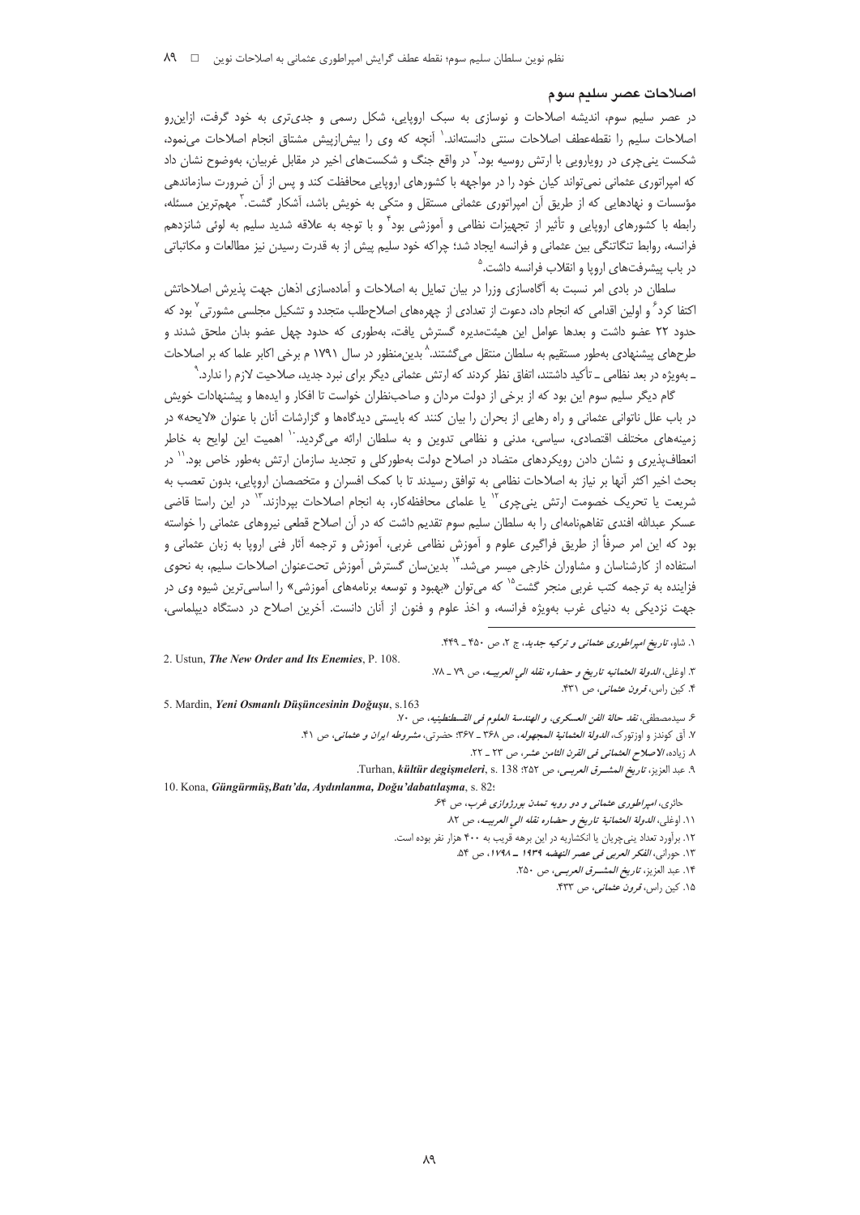## اصلاحات عصر سلیم سوم

در عصر سلیم سوم، اندیشه اصلاحات و نوسازی به سبک اروپایی، شکل رسمی و جدی‌تری به خود گرفت، ازاین‌رو اصلاحات سلیم را نقطه‌عطف اصلاحات سنتی دانسته‌اند.[1] آنچه که وی را بیش‌ازپیش مشتاق انجام اصلاحات می‌نمود، شکست ینی‌چری در رویارویی با ارتش روسیه بود.[2] در واقع جنگ و شکست‌های اخیر در مقابل غربیان، به‌وضوح نشان داد که امپراتوری عثمانی نمی‌تواند کیان خود را در مواجهه با کشورهای اروپایی محافظت کند و پس از آن ضرورت سازماندهی مؤسسات و نهادهایی که از طریق آن امپراتوری عثمانی مستقل و متکی به خویش باشد، آشکار گشت.[3] مهم‌ترین مسئله، رابطه با کشورهای اروپایی و تأثیر از تجهیزات نظامی و آموزشی بود[4] و با توجه به علاقه شدید سلیم به لوئی شانزدهم فرانسه، روابط تنگاتنگی بین عثمانی و فرانسه ایجاد شد؛ چراکه خود سلیم پیش از به قدرت رسیدن نیز مطالعات و مکاتباتی در باب پیشرفت‌های اروپا و انقلاب فرانسه داشت.[5]

سلطان در بادی امر نسبت به آگاه‌سازی وزرا در بیان تمایل به اصلاحات و آماده‌سازی اذهان جهت پذیرش اصلاحاتش اکتفا کرد[6] و اولین اقدامی که انجام داد، دعوت از تعدادی از چهره‌های اصلاح‌طلب متجدد و تشکیل مجلسی مشورتی[7] بود که حدود ۲۲ عضو داشت و بعدها عوامل این هیئت‌مدیره گسترش یافت، به‌طوری که حدود چهل عضو بدان ملحق شدند و طرح‌های پیشنهادی به‌طور مستقیم به سلطان منتقل می‌گشتند.[8] بدین‌منظور در سال ۱۷۹۱ م برخی اکابر علما که بر اصلاحات ـ به‌ویژه در بعد نظامی ـ تأکید داشتند، اتفاق نظر کردند که ارتش عثمانی دیگر برای نبرد جدید، صلاحیت لازم را ندارد.[9]

گام دیگر سلیم سوم این بود که از برخی از دولت مردان و صاحب‌نظران خواست تا افکار و ایده‌ها و پیشنهادات خویش در باب علل ناتوانی عثمانی و راه رهایی از بحران را بیان کنند که بایستی دیدگاه‌ها و گزارشات آنان با عنوان «لایحه» در زمینه‌های مختلف اقتصادی، سیاسی، مدنی و نظامی تدوین و به سلطان ارائه می‌گردید.[10] اهمیت این لوایح به خاطر انعطاف‌پذیری و نشان دادن رویکردهای متضاد در اصلاح دولت به‌طورکلی و تجدید سازمان ارتش به‌طور خاص بود.[11] در بحث اخیر اکثر آنها بر نیاز به اصلاحات نظامی به توافق رسیدند تا با کمک افسران و متخصصان اروپایی، بدون تعصب به شریعت یا تحریک خصومت ارتش ینی‌چری[12] یا علمای محافظه‌کار، به انجام اصلاحات بپردازند.[13] در این راستا قاضی عسکر عبدالله افندی تفاهم‌نامه‌ای را به سلطان سلیم سوم تقدیم داشت که در آن اصلاح قطعی نیروهای عثمانی را خواسته بود که این امر صرفاً از طریق فراگیری علوم و آموزش نظامی غربی، آموزش و ترجمه آثار فنی اروپا به زبان عثمانی و استفاده از کارشناسان و مشاوران خارجی میسر می‌شد.[14] بدین‌سان گسترش آموزش تحت‌عنوان اصلاحات سلیم، به نحوی فزاینده به ترجمه کتب غربی منجر گشت[15] که می‌توان «بهبود و توسعه برنامه‌های آموزشی» را اساسی‌ترین شیوه وی در جهت نزدیکی به دنیای غرب به‌ویژه فرانسه، و اخذ علوم و فنون از آنان دانست. آخرین اصلاح در دستگاه دیپلماسی،

---

۱. شاو، *تاریخ امپراطوری عثمانی و ترکیه جدید*، ج ۲، ص ۴۵۰ ـ ۴۴۹.

2. Ustun, *The New Order and Its Enemies*, P. 108.

۳. اوغلی، *الدولة العثمانیه تاریخ و حضاره نقله الی العربیـه*، ص ۷۹ ـ ۷۸.

۴. کین راس، *قرون عثمانی*، ص ۴۳۱.

5. Mardin, *Yeni Osmanlı Düşüncesinin Doğuşu*, s.163

۶. سیدمصطفی، *نقد حالة الفن العسکری، و الهندسة العلوم فی القسطنطینیه*، ص ۷۰.

۷. آق کوندز و اوزتورک، *الدولة العثمانیة المجهوله*، ص ۳۶۸ ـ ۳۶۷؛ حضرتی، *مشروطه ایران و عثمانی*، ص ۴۱.

۸. زیاده، *الاصلاح العثمانی فی القرن الثامن عشر*، ص ۲۳ ـ ۲۲.

۹. عبد العزیز، *تاریخ المشـرق العربـی*، ص ۲۵۲؛ Turhan, *kültür degişmeleri*, s. 138.

10. Kona, *Güngürmüş,Batı'da, Aydınlanma, Doğu'dabatlaşma*, s. 82؛ حائری، *امپراطوری عثمانی و دو رویه تمدن بورژوازی غرب*، ص ۶۴.

۱۱. اوغلی، *الدولة العثمانیة تاریخ و حضاره نقله الی العربیـه*، ص ۸۲.

۱۲. برآورد تعداد ینی‌چریان یا انکشاریه در این برهه قریب به ۴۰۰ هزار نفر بوده است.

۱۳. حورانی، *الفکر العربی فی عصر النهضه ۱۹۳۹ ـ ۱۷۹۸*، ص ۵۴.

۱۴. عبد العزیز، *تاریخ المشـرق العربـی*، ص ۲۵۰.

۱۵. کین راس، *قرون عثمانی*، ص ۴۳۳.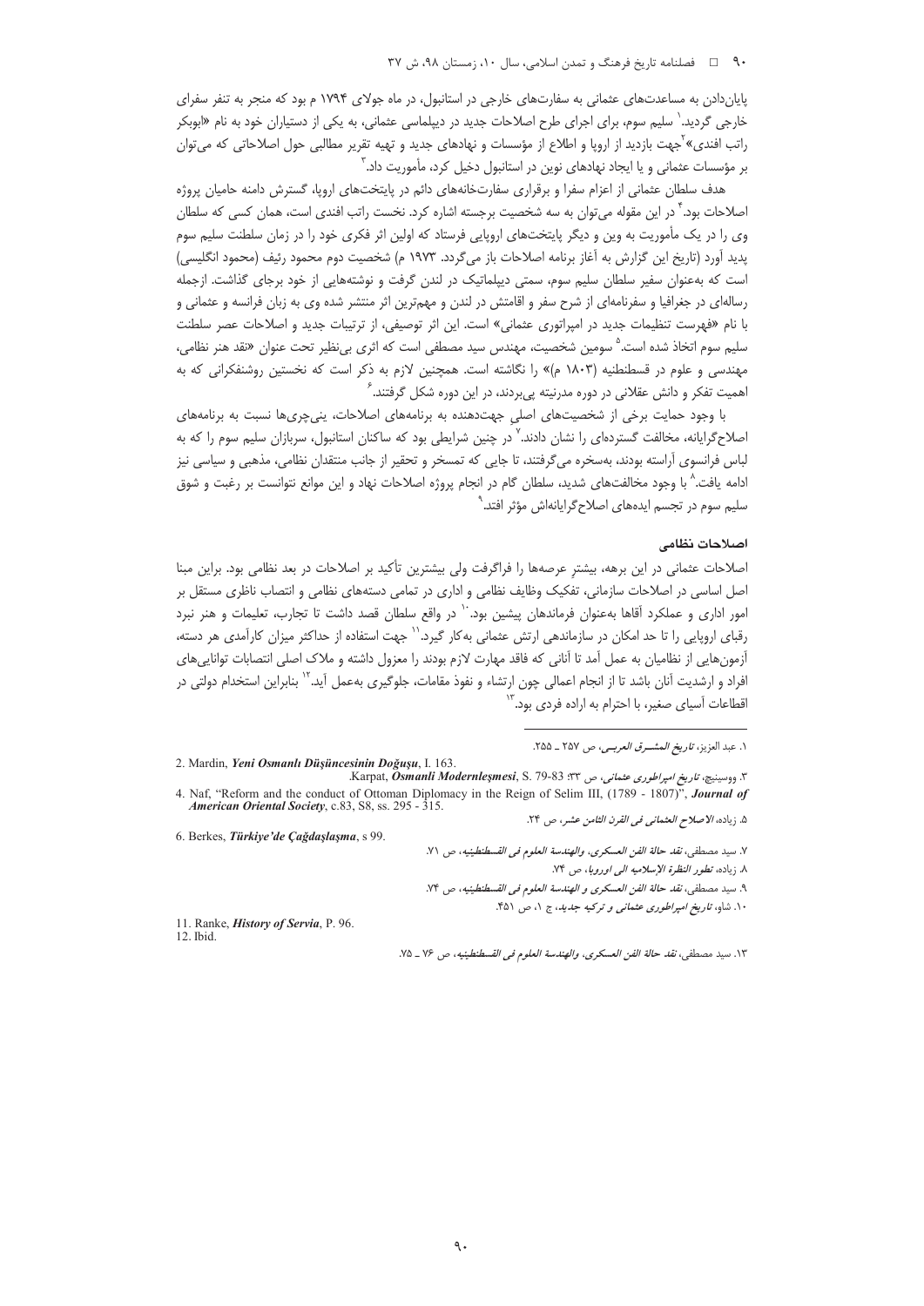پایان‌دادن به مساعدت‌های عثمانی به سفارت‌های خارجی در استانبول، در ماه جولای ۱۷۹۴ م بود که منجر به تنفر سفرای خارجی گردید.[۱] سلیم سوم، برای اجرای طرح اصلاحات جدید در دیپلماسی عثمانی، به یکی از دستیاران خود به نام «ابوبکر راتب افندی»[2] جهت بازدید از اروپا و اطلاع از مؤسسات و نهادهای جدید و تهیه تقریر مطالبی حول اصلاحاتی که می‌توان بر مؤسسات عثمانی و یا ایجاد نهادهای نوین در استانبول دخیل کرد، مأموریت داد.[۳]

هدف سلطان عثمانی از اعزام سفرا و برقراری سفارت‌خانه‌های دائم در پایتخت‌های اروپا، گسترش دامنه حامیان پروژه اصلاحات بود.[4] در این مقوله می‌توان به سه شخصیت برجسته اشاره کرد. نخست راتب افندی است، همان کسی که سلطان وی را در یک مأموریت به وین و دیگر پایتخت‌های اروپایی فرستاد که اولین اثر فکری خود را در زمان سلطنت سلیم سوم پدید آورد (تاریخ این گزارش به آغاز برنامه اصلاحات باز می‌گردد. ۱۹۷۳ م) شخصیت دوم محمود رئیف (محمود انگلیسی) است که به‌عنوان سفیر سلطان سلیم سوم، سمتی دیپلماتیک در لندن گرفت و نوشته‌هایی از خود برجای گذاشت. ازجمله رساله‌ای در جغرافیا و سفرنامه‌ای از شرح سفر و اقامتش در لندن و مهم‌ترین اثر منتشر شده وی به زبان فرانسه و عثمانی و با نام «فهرست تنظیمات جدید در امپراتوری عثمانی» است. این اثر توصیفی، از ترتیبات جدید و اصلاحات عصر سلطنت سلیم سوم اتخاذ شده است.[۵] سومین شخصیت، مهندس سید مصطفی است که اثری بی‌نظیر تحت عنوان «نقد هنر نظامی، مهندسی و علوم در قسطنطنیه (۱۸۰۳ م)» را نگاشته است. همچنین لازم به ذکر است که نخستین روشنفکرانی که به اهمیت تفکر و دانش عقلانی در دوره مدرنیته پی‌بردند، در این دوره شکل گرفتند.[6]

با وجود حمایت برخی از شخصیت‌های اصلی جهت‌دهنده به برنامه‌های اصلاحات، ینی‌چری‌ها نسبت به برنامه‌های اصلاح‌گرایانه، مخالفت گسترده‌ای را نشان دادند.[۷] در چنین شرایطی بود که ساکنان استانبول، سربازان سلیم سوم را که به لباس فرانسوی آراسته بودند، به‌سخره می‌گرفتند، تا جایی که تمسخر و تحقیر از جانب منتقدان نظامی، مذهبی و سیاسی نیز ادامه یافت.[۸] با وجود مخالفت‌های شدید، سلطان گام در انجام پروژه اصلاحات نهاد و این موانع نتوانست بر رغبت و شوق سلیم سوم در تجسم ایده‌های اصلاح‌گرایانه‌اش مؤثر افتد.[۹]

### اصلاحات نظامی

اصلاحات عثمانی در این برهه، بیشترِ عرصه‌ها را فراگرفت ولی بیشترین تأکید بر اصلاحات در بعد نظامی بود. براین مبنا اصل اساسی در اصلاحات سازمانی، تفکیک وظایف نظامی و اداری در تمامی دسته‌های نظامی و انتصاب ناظری مستقل بر امور اداری و عملکرد آقاها به‌عنوان فرماندهان پیشین بود.[۱۰] در واقع سلطان قصد داشت تا تجارب، تعلیمات و هنر نبرد رقبای اروپایی را تا حد امکان در سازماندهی ارتش عثمانی به‌کار گیرد.[11] جهت استفاده از حداکثر میزان کارآمدی هر دسته، آزمون‌هایی از نظامیان به عمل آمد تا آنانی که فاقد مهارت لازم بودند را معزول داشته و ملاک اصلی انتصابات توانایی‌های افراد و ارشدیت آنان باشد تا از انجام اعمالی چون ارتشاء و نفوذ مقامات، جلوگیری به‌عمل آید.[12] بنابراین استخدام دولتی در اقطاعات آسیای صغیر، با احترام به اراده فردی بود.[۱۳]

---

۱. عبد العزیز، *تاریخ المشرق العربی*، ص ۲۵۷ ـ ۲۵۵.

2. Mardin, ***Yeni Osmanlı Düşüncesinin Doğuşu***, I. 163.

۳. ووسینیچ، *تاریخ امپراطوری عثمانی*، ص ۳۳؛ Karpat, ***Osmanli Modernleşmesi***, S. 79-83.

4. Naf, "Reform and the conduct of Ottoman Diplomacy in the Reign of Selim III, (1789 - 1807)", ***Journal of American Oriental Society***, c.83, S8, ss. 295 - 315.

۵. زیاده، *الاصلاح العثمانی فی القرن الثامن عشر*، ص ۲۴.

6. Berkes, ***Türkiye'de Çağdaşlaşma***, s 99.

۷. سید مصطفی، *نقد حالة الفن العسکری، والهندسة العلوم فی القسطنطینیه*، ص ۷۱.

۸. زیاده، *تطور النظرة الإسلامیه الی اوروبا*، ص ۷۴.

۹. سید مصطفی، *نقد حالة الفن العسکری و الهندسة العلوم فی القسطنطینیه*، ص ۷۴.

۱۰. شاو، *تاریخ امپراطوری عثمانی و ترکیه جدید*، ج ۱، ص ۴۵۱.

11. Ranke, ***History of Servia***, P. 96.

12. Ibid.

۱۳. سید مصطفی، *نقد حالة الفن العسکری. والهندسة العلوم فی القسطنطینیه*، ص ۷۶ ـ ۷۵.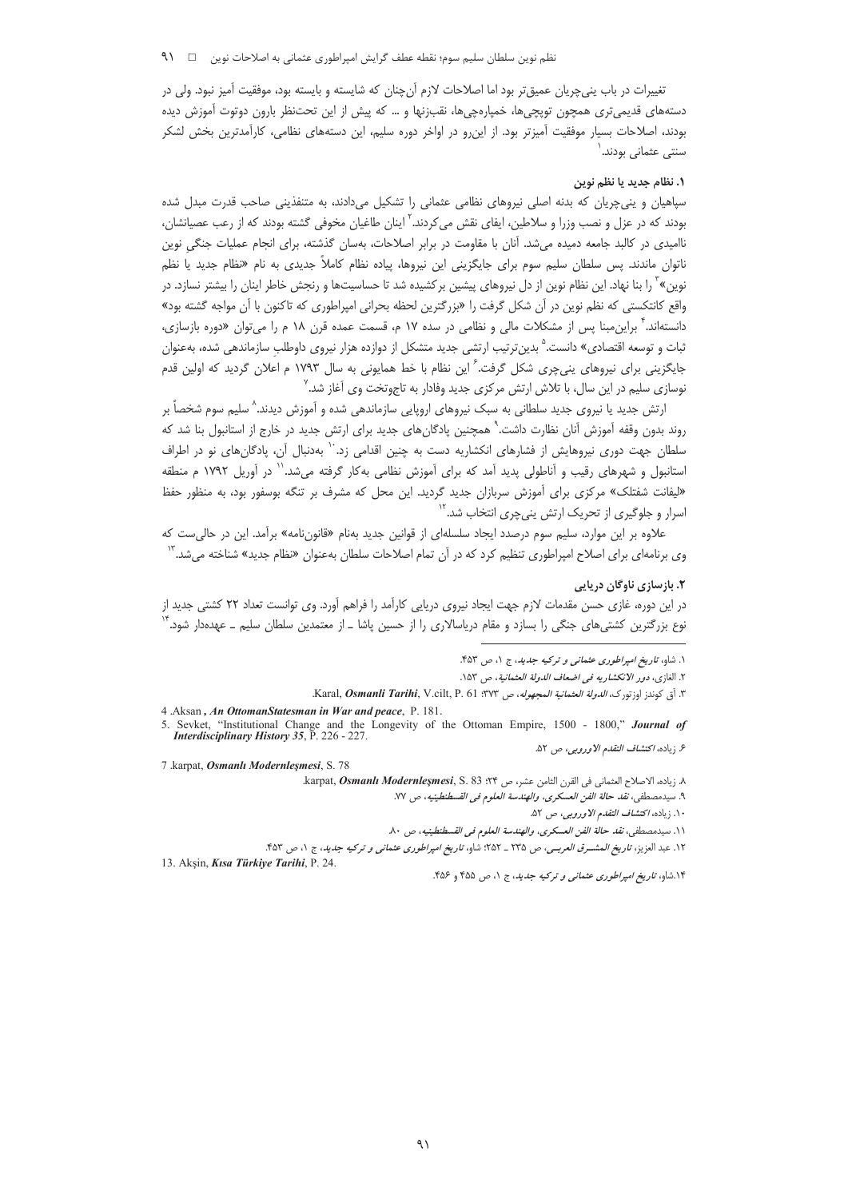تغییرات در باب ینی‌چریان عمیق‌تر بود اما اصلاحات لازم آن‌چنان که شایسته و بایسته بود، موفقیت آمیز نبود. ولی در دسته‌های قدیمی‌تری همچون توپچی‌ها، خمپاره‌چی‌ها، نقب‌زنها و ... که پیش از این تحت‌نظر بارون دوتوت آموزش دیده بودند، اصلاحات بسیار موفقیت آمیزتر بود. از این‌رو در اواخر دوره سلیم، این دسته‌های نظامی، کارآمدترین بخش لشکر سنتی عثمانی بودند.[1]

### ۱. نظام جدید یا نظم نوین

سپاهیان و ینی‌چریان که بدنه اصلی نیروهای نظامی عثمانی را تشکیل می‌دادند، به متنفذینی صاحب قدرت مبدل شده بودند که در عزل و نصب وزرا و سلاطین، ایفای نقش می‌کردند.[2] اینان طاغیان مخوفی گشته بودند که از رعب عصیانشان، ناامیدی در کالبد جامعه دمیده می‌شد. آنان با مقاومت در برابر اصلاحات، به‌سان گذشته، برای انجام عملیات جنگی نوین ناتوان ماندند. پس سلطان سلیم سوم برای جایگزینی این نیروها، پیاده نظام کاملاً جدیدی به نام «نظام جدید یا نظم نوین»[3] را بنا نهاد. این نظام نوین از دل نیروهای پیشین برکشیده شد تا حساسیت‌ها و رنجش خاطر اینان را بیشتر نسازد. در واقع کانتکستی که نظم نوین در آن شکل گرفت را «بزرگترین لحظه بحرانی امپراطوری که تاکنون با آن مواجه گشته بود» دانسته‌اند.[4] براین‌مبنا پس از مشکلات مالی و نظامی در سده ۱۷ م، قسمت عمده قرن ۱۸ م را می‌توان «دوره بازسازی، ثبات و توسعه اقتصادی» دانست.[5] بدین‌ترتیب ارتشی جدید متشکل از دوازده هزار نیروی داوطلبِ سازماندهی شده، به‌عنوان جایگزینی برای نیروهای ینی‌چری شکل گرفت.[6] این نظام با خط همایونی به سال ۱۷۹۳ م اعلان گردید که اولین قدم نوسازی سلیم در این سال، با تلاش ارتش مرکزی جدید وفادار به تاج‌وتخت وی آغاز شد.[7]

ارتش جدید یا نیروی جدید سلطانی به سبک نیروهای اروپایی سازماندهی شده و آموزش دیدند.[8] سلیم سوم شخصاً بر روند بدون وقفه آموزش آنان نظارت داشت.[9] همچنین پادگان‌های جدید برای ارتش جدید در خارج از استانبول بنا شد که سلطان جهت دوری نیروهایش از فشارهای انکشاریه دست به چنین اقدامی زد.[10] به‌دنبال آن، پادگان‌های نو در اطراف استانبول و شهرهای رقیب و آناطولی پدید آمد که برای آموزش نظامی به‌کار گرفته می‌شد.[11] در آوریل ۱۷۹۲ م منطقه «لیفانت شفتلک» مرکزی برای آموزش سربازان جدید گردید. این محل که مشرف بر تنگه بوسفور بود، به منظور حفظ اسرار و جلوگیری از تحریک ارتش ینی‌چری انتخاب شد.[12]

علاوه بر این موارد، سلیم سوم درصدد ایجاد سلسله‌ای از قوانین جدید به‌نام «قانون‌نامه» برآمد. این در حالی‌ست که وی برنامه‌ای برای اصلاح امپراطوری تنظیم کرد که در آن تمام اصلاحات سلطان به‌عنوان «نظام جدید» شناخته می‌شد.[13]

### ۲. بازسازی ناوگان دریایی

در این دوره، غازی حسن مقدمات لازم جهت ایجاد نیروی دریایی کارآمد را فراهم آورد. وی توانست تعداد ۲۲ کشتی جدید از نوع بزرگترین کشتی‌های جنگی را بسازد و مقام دریاسالاری را از حسین پاشا ــ از معتمدین سلطان سلیم ــ عهده‌دار شود.[14]

---

۱. شاو، *تاریخ امپراطوری عثمانی و ترکیه جدید*، ج ۱، ص ۴۵۳.

۲. الغازی، *دور الانکشاریه فی اضعاف الدولة العثمانیة*، ص ۱۵۳.

۳. آق کوندز اوزتورک، *الدولة العثمانیة المجهوله*، ص ۳۷۳؛ Karal, *Osmanli Tarihi*, V.cilt, P. 61.

4. Aksan, *An OttomanStatesman in War and peace*, P. 181.

5. Sevket, "Institutional Change and the Longevity of the Ottoman Empire, 1500 - 1800," *Journal of Interdisciplinary History 35*, P. 226 - 227.

۶. زیاده، *اکتشاف التقدم الاوروبی*، ص ۵۲.

7. karpat, *Osmanlı Modernleşmesi*, S. 78

۸. زیاده، الاصلاح العثمانی فی القرن الثامن عشر، ص ۲۴؛ karpat, *Osmanlı Modernleşmesi*, S. 83.

۹. سیدمصطفی، *نقد حالة الفن العسکری، والهندسة العلوم فی القسطنطینیه*، ص ۷۷.

۱۰. زیاده، *اکتشاف التقدم الاوروبی*، ص ۵۲.

۱۱. سیدمصطفی، *نقد حالة الفن العسکری، والهندسة العلوم فی القسطنطینیه*، ص ۸۰.

۱۲. عبد العزیز، *تاریخ المشـرق العربـی*، ص ۲۳۵ ـ ۲۵۲؛ شاو، *تاریخ امپراطوری عثمانی و ترکیه جدید*، ج ۱، ص ۴۵۳.

13. Akşin, *Kısa Türkiye Tarihi*, P. 24.

۱۴.شاو، *تاریخ امپراطوری عثمانی و ترکیه جدید*، ج ۱، ص ۴۵۵ و ۴۵۶.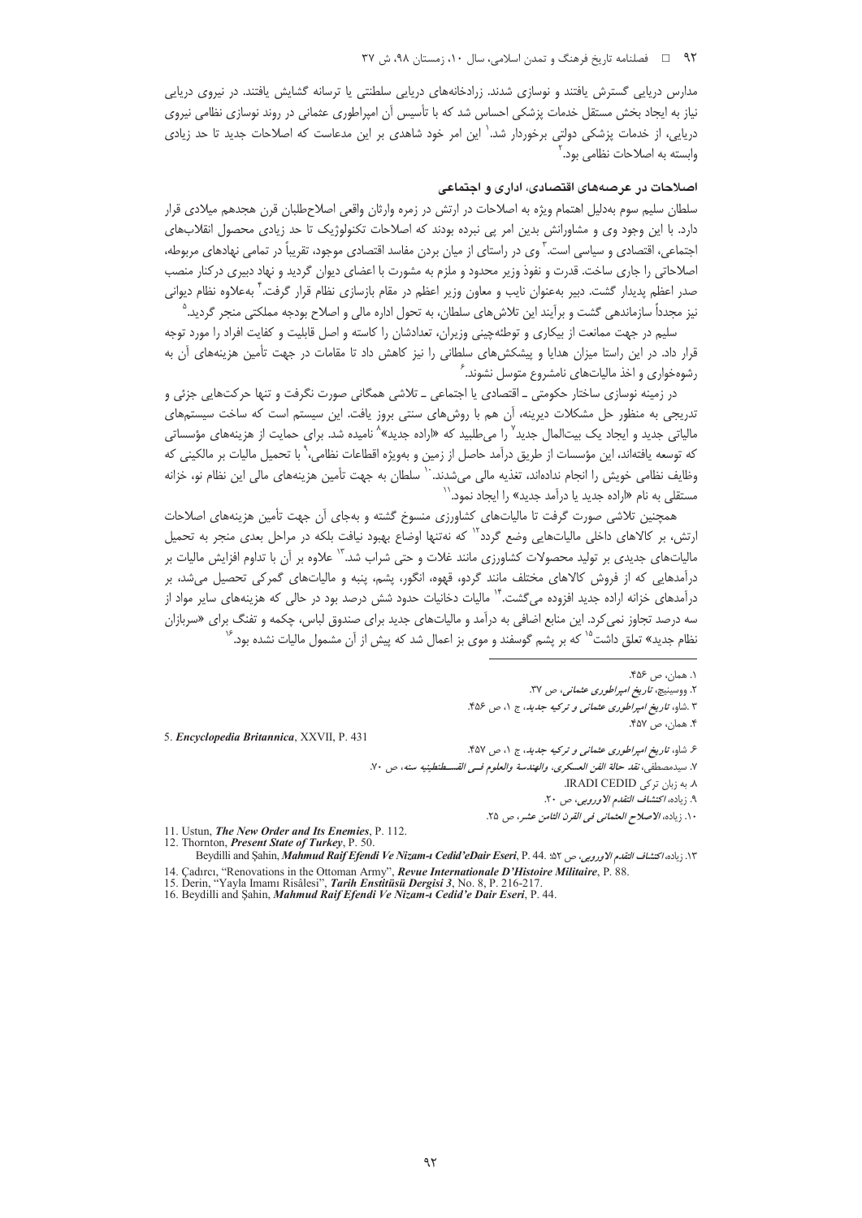مدارس دریایی گسترش یافتند و نوسازی شدند. زرادخانه‌های دریایی سلطنتی یا ترسانه گشایش یافتند. در نیروی دریایی نیاز به ایجاد بخش مستقل خدمات پزشکی احساس شد که با تأسیس آن امپراطوری عثمانی در روند نوسازی نظامی نیروی دریایی، از خدمات پزشکی دولتی برخوردار شد.[1] این امر خود شاهدی بر این مدعاست که اصلاحات جدید تا حد زیادی وابسته به اصلاحات نظامی بود.[2]

## اصلاحات در عرصه‌های اقتصادی، اداری و اجتماعی

سلطان سلیم سوم به‌دلیل اهتمام ویژه به اصلاحات در ارتش در زمره وارثان واقعی اصلاح‌طلبان قرن هجدهم میلادی قرار دارد. با این وجود وی و مشاورانش بدین امر پی نبرده بودند که اصلاحات تکنولوژیک تا حد زیادی محصول انقلاب‌های اجتماعی، اقتصادی و سیاسی است.[3] وی در راستای از میان بردن مفاسد اقتصادی موجود، تقریباً در تمامی نهادهای مربوطه، اصلاحاتی را جاری ساخت. قدرت و نفوذ وزیر محدود و ملزم به مشورت با اعضای دیوان گردید و نهاد دبیری درکنار منصب صدر اعظم پدیدار گشت. دبیر به‌عنوان نایب و معاون وزیر اعظم در مقام بازسازی نظام قرار گرفت.[4] به‌علاوه نظام دیوانی نیز مجدداً سازماندهی گشت و برآیند این تلاش‌های سلطان، به تحول اداره مالی و اصلاح بودجه مملکتی منجر گردید.[5]

سلیم در جهت ممانعت از بیکاری و توطئه‌چینی وزیران، تعدادشان را کاسته و اصل قابلیت و کفایت افراد را مورد توجه قرار داد. در این راستا میزان هدایا و پیشکش‌های سلطانی را نیز کاهش داد تا مقامات در جهت تأمین هزینه‌های آن به رشوه‌خواری و اخذ مالیات‌های نامشروع متوسل نشوند.[6]

در زمینه نوسازی ساختار حکومتی ـ اقتصادی یا اجتماعی ـ تلاشی همگانی صورت نگرفت و تنها حرکت‌هایی جزئی و تدریجی به منظور حل مشکلات دیرینه، آن هم با روش‌های سنتی بروز یافت. این سیستم است که ساخت سیستم‌های مالیاتی جدید و ایجاد یک بیت‌المال جدید[7] را می‌طلبید که «اراده جدید»[8] نامیده شد. برای حمایت از هزینه‌های مؤسساتی که توسعه یافته‌اند، این مؤسسات از طریق درآمد حاصل از زمین و به‌ویژه اقطاعات نظامی،[9] با تحمیل مالیات بر مالکینی که وظایف نظامی خویش را انجام نداده‌اند، تغذیه مالی می‌شدند.[10] سلطان به جهت تأمین هزینه‌های مالی این نظام نو، خزانه مستقلی به نام «اراده جدید یا درآمد جدید» را ایجاد نمود.[11]

همچنین تلاشی صورت گرفت تا مالیات‌های کشاورزی منسوخ گشته و به‌جای آن جهت تأمین هزینه‌های اصلاحات ارتش، بر کالاهای داخلی مالیات‌هایی وضع گردد[12] که نه‌تنها اوضاع بهبود نیافت بلکه در مراحل بعدی منجر به تحمیل مالیات‌های جدیدی بر تولید محصولات کشاورزی مانند غلات و حتی شراب شد.[13] علاوه بر آن با تداوم افزایش مالیات بر درآمدهایی که از فروش کالاهای مختلف مانند گردو، قهوه، انگور، پشم، پنبه و مالیات‌های گمرکی تحصیل می‌شد، بر درآمدهای خزانه اراده جدید افزوده می‌گشت.[14] مالیات دخانیات حدود شش درصد بود در حالی که هزینه‌های سایر مواد از سه درصد تجاوز نمی‌کرد. این منابع اضافی به درآمد و مالیات‌های جدید برای صندوق لباس، چکمه و تفنگ برای «سربازان نظام جدید» تعلق داشت[15] که بر پشم گوسفند و موی بز اعمال شد که پیش از آن مشمول مالیات نشده بود.[16]

---

۱. همان، ص ۴۵۶.

۲. ووسینیچ، *تاریخ امپراطوری عثمانی*، ص ۳۷.

۳. شاو، *تاریخ امپراطوری عثمانی و ترکیه جدید*، ج ۱، ص ۴۵۶.

۴. همان، ص ۴۵۷.

5. *Encyclopedia Britannica*, XXVII, P. 431

۶. شاو، *تاریخ امپراطوری عثمانی و ترکیه جدید*، ج ۱، ص ۴۵۷.

۷. سیدمصطفی، *نقد حالة الفن العسکری، والهندسة والعلوم فی القسطنطینیه سنه*، ص ۷۰.

۸. به زبان ترکی IRADI CEDID.

۹. زیاده، *اکتشاف التقدم الاوروبی*، ص ۲۰.

۱۰. زیاده، *الاصلاح العثمانی فی القرن الثامن عشر*، ص ۲۵.

11. Ustun, *The New Order and Its Enemies*, P. 112.

12. Thornton, *Present State of Turkey*, P. 50.

۱۳. زیاده، *اکتشاف التقدم الاوروبی*، ص ۵۲؛ Beydilli and Şahin, *Mahmud Raif Efendi Ve Nizam-ı Cedid'eDair Eseri*, P. 44.

14. Çadırcı, "Renovations in the Ottoman Army", *Revue Internationale D'Histoire Militaire*, P. 88.

15. Derin, "Yayla Imamı Risâlesi", *Tarih Enstitüsü Dergisi 3*, No. 8, P. 216-217.

16. Beydilli and Şahin, *Mahmud Raif Efendi Ve Nizam-ı Cedid'e Dair Eseri*, P. 44.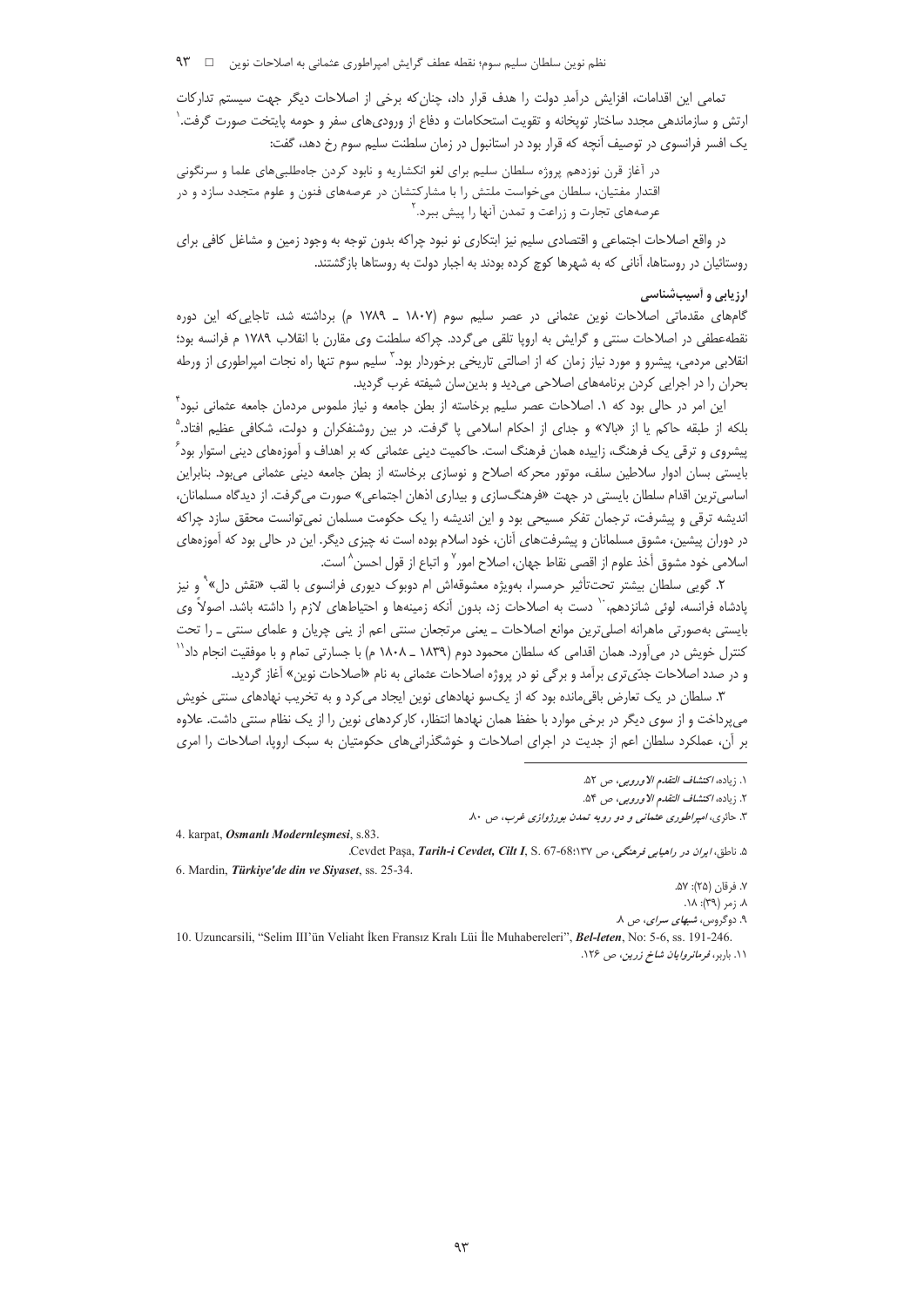تمامی این اقدامات، افزایش درآمدِ دولت را هدف قرار داد، چنان‌که برخی از اصلاحات دیگر جهت سیستم تدارکات ارتش و سازماندهی مجدد ساختار توپخانه و تقویت استحکامات و دفاع از ورودی‌های سفر و حومه پایتخت صورت گرفت.[1] یک افسر فرانسوی در توصیف آنچه که قرار بود در استانبول در زمان سلطنت سلیم سوم رخ دهد، گفت:

> در آغاز قرن نوزدهم پروژه سلطان سلیم برای لغو انکشاریه و نابود کردن جاه‌طلبی‌های علما و سرنگونی اقتدار مفتیان، سلطان می‌خواست ملتش را با مشارکتشان در عرصه‌های فنون و علوم متجدد سازد و در عرصه‌های تجارت و زراعت و تمدن آنها را پیش ببرد.[2]

در واقع اصلاحات اجتماعی و اقتصادی سلیم نیز ابتکاری نو نبود چراکه بدون توجه به وجود زمین و مشاغل کافی برای روستائیان در روستاها، آنانی که به شهرها کوچ کرده بودند به اجبار دولت به روستاها بازگشتند.

### ارزیابی و آسیب‌شناسی

گام‌های مقدماتی اصلاحات نوین عثمانی در عصر سلیم سوم (۱۸۰۷ ـ ۱۷۸۹ م) برداشته شد، تاجایی‌که این دوره نقطه‌عطفی در اصلاحات سنتی و گرایش به اروپا تلقی می‌گردد. چراکه سلطنت وی مقارن با انقلاب ۱۷۸۹ م فرانسه بود؛ انقلابی مردمی، پیشرو و مورد نیاز زمان که از اصالتی تاریخی برخوردار بود.[3] سلیم سوم تنها راه نجات امپراطوری از ورطه بحران را در اجرایی کردن برنامه‌های اصلاحی می‌دید و بدین‌سان شیفته غرب گردید.

این امر در حالی بود که ۱. اصلاحات عصر سلیم برخاسته از بطن جامعه و نیاز ملموس مردمان جامعه عثمانی نبود[4] بلکه از طبقه حاکم یا از «بالا» و جدای از احکام اسلامی پا گرفت. در بین روشنفکران و دولت، شکافی عظیم افتاد.[5] پیشروی و ترقی یک فرهنگ، زاییده همان فرهنگ است. حاکمیت دینی عثمانی که بر اهداف و آموزه‌های دینی استوار بود[6] بایستی بسان ادوار سلاطین سلف، موتور محرکه اصلاح و نوسازی برخاسته از بطن جامعه دینی عثمانی می‌بود. بنابراین اساسی‌ترین اقدام سلطان بایستی در جهت «فرهنگ‌سازی و بیداری اذهان اجتماعی» صورت می‌گرفت. از دیدگاه مسلمانان، اندیشه ترقی و پیشرفت، ترجمان تفکر مسیحی بود و این اندیشه را یک حکومت مسلمان نمی‌توانست محقق سازد چراکه در دوران پیشین، مشوق مسلمانان و پیشرفت‌های آنان، خود اسلام بوده است نه چیزی دیگر. این در حالی بود که آموزه‌های اسلامی خود مشوق أخذ علوم از اقصی نقاط جهان، اصلاح امور[7] و اتباع از قول احسن[8] است.

۲. گویی سلطان بیشتر تحت‌تأثیر حرمسرا، به‌ویژه معشوقه‌اش ام دوبوک دیوری فرانسوی با لقب «نقش دل»[9] و نیز پادشاه فرانسه، لوئی شانزدهم،[10] دست به اصلاحات زد، بدون آنکه زمینه‌ها و احتیاط‌های لازم را داشته باشد. اصولاً وی بایستی به‌صورتی ماهرانه اصلی‌ترین موانع اصلاحات ـ یعنی مرتجعان سنتی اعم از ینی چریان و علمای سنتی ـ را تحت کنترل خویش در می‌آورد. همان اقدامی که سلطان محمود دوم (۱۸۳۹ ـ ۱۸۰۸ م) با جسارتی تمام و با موفقیت انجام داد[11] و در صدد اصلاحات جدّی‌تری برآمد و برگی نو در پروژه اصلاحات عثمانی به نام «اصلاحات نوین» آغاز گردید.

۳. سلطان در یک تعارض باقی‌مانده بود که از یک‌سو نهادهای نوین ایجاد می‌کرد و به تخریب نهادهای سنتی خویش می‌پرداخت و از سوی دیگر در برخی موارد با حفظ همان نهادها انتظار، کارکردهای نوین را از یک نظام سنتی داشت. علاوه بر آن، عملکرد سلطان اعم از جدیت در اجرای اصلاحات و خوشگذرانی‌های حکومتیان به سبک اروپا، اصلاحات را امری

---

۱. زیاده، *اکتشاف التقدم الاوروبی*، ص ۵۲.

۲. زیاده، *اکتشاف التقدم الاوروبی*، ص ۵۴.

۳. حائری، *امپراطوری عثمانی و دو رویه تمدن بورژوازی غرب*، ص ۸۰.

4. karpat, *Osmanlı Modernleşmesi*, s.83.

۵. ناطق، *ایران در راهیابی فرهنگی*، ص ۱۳۷؛ Cevdet Paşa, *Tarih-i Cevdet, Cilt I*, S. 67-68.

6. Mardin, *Türkiye'de din ve Siyaset*, ss. 25-34.

۷. فرقان (۲۵): ۵۷.

۸. زمر (۳۹): ۱۸.

۹. دوگروس، *شبهای سرای*، ص ۸.

10. Uzuncarsili, "Selim III'ün Veliaht İken Fransız Kralı Lüi İle Muhabereleri", *Bel-leten*, No: 5-6, ss. 191-246.

۱۱. باربر، *فرمانروایان شاخ زرین*، ص ۱۲۶.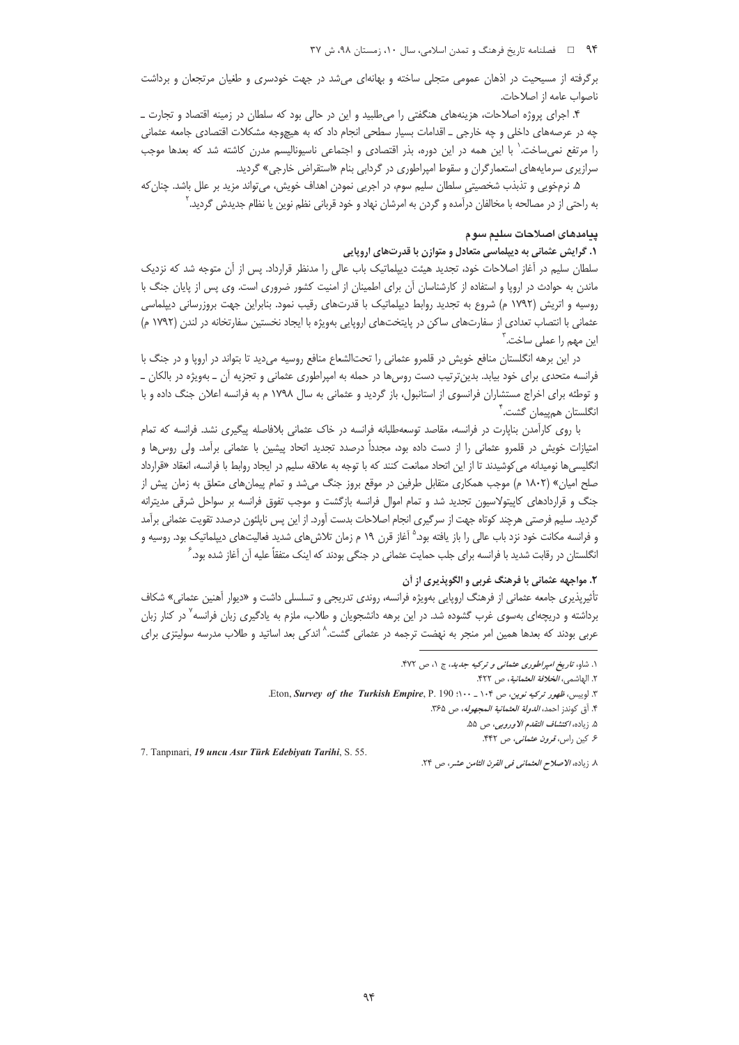برگرفته از مسیحیت در اذهان عمومی متجلی ساخته و بهانه‌ای می‌شد در جهت خودسری و طغیان مرتجعان و برداشت ناصواب عامه از اصلاحات.

۴. اجرای پروژه اصلاحات، هزینه‌های هنگفتی را می‌طلبید و این در حالی بود که سلطان در زمینه اقتصاد و تجارت ـ چه در عرصه‌های داخلی و چه خارجی ـ اقدامات بسیار سطحی انجام داد که به هیچ‌وجه مشکلات اقتصادی جامعه عثمانی را مرتفع نمی‌ساخت.[۱] با این همه در این دوره، بذر اقتصادی و اجتماعی ناسیونالیسم مدرن کاشته شد که بعدها موجب سرازیری سرمایه‌های استعمارگران و سقوط امپراطوری در گردابی بنام «استقراض خارجی» گردید.

۵. نرم‌خویی و تذبذب شخصیتی سلطان سلیم سوم، در اجرایی نمودن اهداف خویش، می‌تواند مزید بر علل باشد. چنان‌که به راحتی از در مصالحه با مخالفان درآمده و گردن به امرشان نهاد و خود قربانی نظم نوین یا نظام جدیدش گردید.[۲]

## پیامدهای اصلاحات سلیم سوم

### ۱. گرایش عثمانی به دیپلماسی متعادل و متوازن با قدرت‌های اروپایی

سلطان سلیم در آغاز اصلاحات خود، تجدید هیئت دیپلماتیک باب عالی را مدنظر قرارداد. پس از آن متوجه شد که نزدیک ماندن به حوادث در اروپا و استفاده از کارشناسان آن برای اطمینان از امنیت کشور ضروری است. وی پس از پایان جنگ با روسیه و اتریش (۱۷۹۲ م) شروع به تجدید روابط دیپلماتیک با قدرت‌های رقیب نمود. بنابراین جهت بروزرسانی دیپلماسی عثمانی با انتصاب تعدادی از سفارت‌های ساکن در پایتخت‌های اروپایی به‌ویژه با ایجاد نخستین سفارتخانه در لندن (۱۷۹۲ م) این مهم را عملی ساخت.[۳]

در این برهه انگلستان منافع خویش در قلمرو عثمانی را تحت‌الشعاع منافع روسیه می‌دید تا بتواند در اروپا و در جنگ با فرانسه متحدی برای خود بیابد. بدین‌ترتیب دست روس‌ها در حمله به امپراطوری عثمانی و تجزیه آن ـ به‌ویژه در بالکان ـ و توطئه برای اخراج مستشاران فرانسوی از استانبول، باز گردید و عثمانی به سال ۱۷۹۸ م به فرانسه اعلان جنگ داده و با انگلستان هم‌پیمان گشت.[۴]

با روی کارآمدن ناپارت در فرانسه، مقاصد توسعه‌طلبانه فرانسه در خاک عثمانی بلافاصله پیگیری نشد. فرانسه که تمام امتیازات خویش در قلمرو عثمانی را از دست داده بود، مجدداً درصدد تجدید اتحاد پیشین با عثمانی برآمد. ولی روس‌ها و انگلیسی‌ها نومیدانه می‌کوشیدند تا از این اتحاد ممانعت کنند که با توجه به علاقه سلیم در ایجاد روابط با فرانسه، انعقاد «قرارداد صلح امیان» (۱۸۰۲ م) موجب همکاری متقابل طرفین در موقع بروز جنگ می‌شد و تمام پیمان‌های متعلق به زمان پیش از جنگ و قراردادهای کاپیتولاسیون تجدید شد و تمام اموال فرانسه بازگشت و موجب تفوق فرانسه بر سواحل شرقی مدیترانه گردید. سلیم فرصتی هرچند کوتاه جهت از سرگیری انجام اصلاحات بدست آورد. از این پس ناپلئون درصدد تقویت عثمانی برآمد و فرانسه مکانت خود نزد باب عالی را باز یافته بود.[۵] آغاز قرن ۱۹ م زمان تلاش‌های شدید فعالیت‌های دیپلماتیک بود. روسیه و انگلستان در رقابت شدید با فرانسه برای جلب حمایت عثمانی در جنگی بودند که اینک متفقاً علیه آن آغاز شده بود.[۶]

### ۲. مواجهه عثمانی با فرهنگ غربی و الگوپذیری از آن

تأثیرپذیری جامعه عثمانی از فرهنگ اروپایی به‌ویژه فرانسه، روندی تدریجی و تسلسلی داشت و «دیوار آهنین عثمانی» شکاف برداشته و دریچه‌ای به‌سوی غرب گشوده شد. در این برهه دانشجویان و طلاب، ملزم به یادگیری زبان فرانسه[۷] در کنار زبان عربی بودند که بعدها همین امر منجر به نهضت ترجمه در عثمانی گشت.[۸] اندکی بعد اساتید و طلاب مدرسه سولیتزی برای

---

۱. شاو، *تاریخ امپراطوری عثمانی و ترکیه جدید*، ج ۱، ص ۴۷۲.

۲. الهاشمی، *الخلافة العثمانیة*، ص ۴۲۲.

۳. لوییس، *ظهور ترکیه نوین*، ص ۱۰۴ ـ ۱۰۰؛ Eton, *Survey of the Turkish Empire*, P. 190.

۴. آق کوندز احمد، *الدولة العثمانیة المجهوله*، ص ۳۶۵.

۵. زیاده، *اکتشاف التقدم الاوروبی*، ص ۵۵.

۶. کین راس، *قرون عثمانی*، ص ۴۴۲.

7. Tanpınari, *19 uncu Asır Türk Edebiyatı Tarihi*, S. 55.

۸. زیاده، *الاصلاح العثمانی فی القرن الثامن عشر*، ص ۲۴.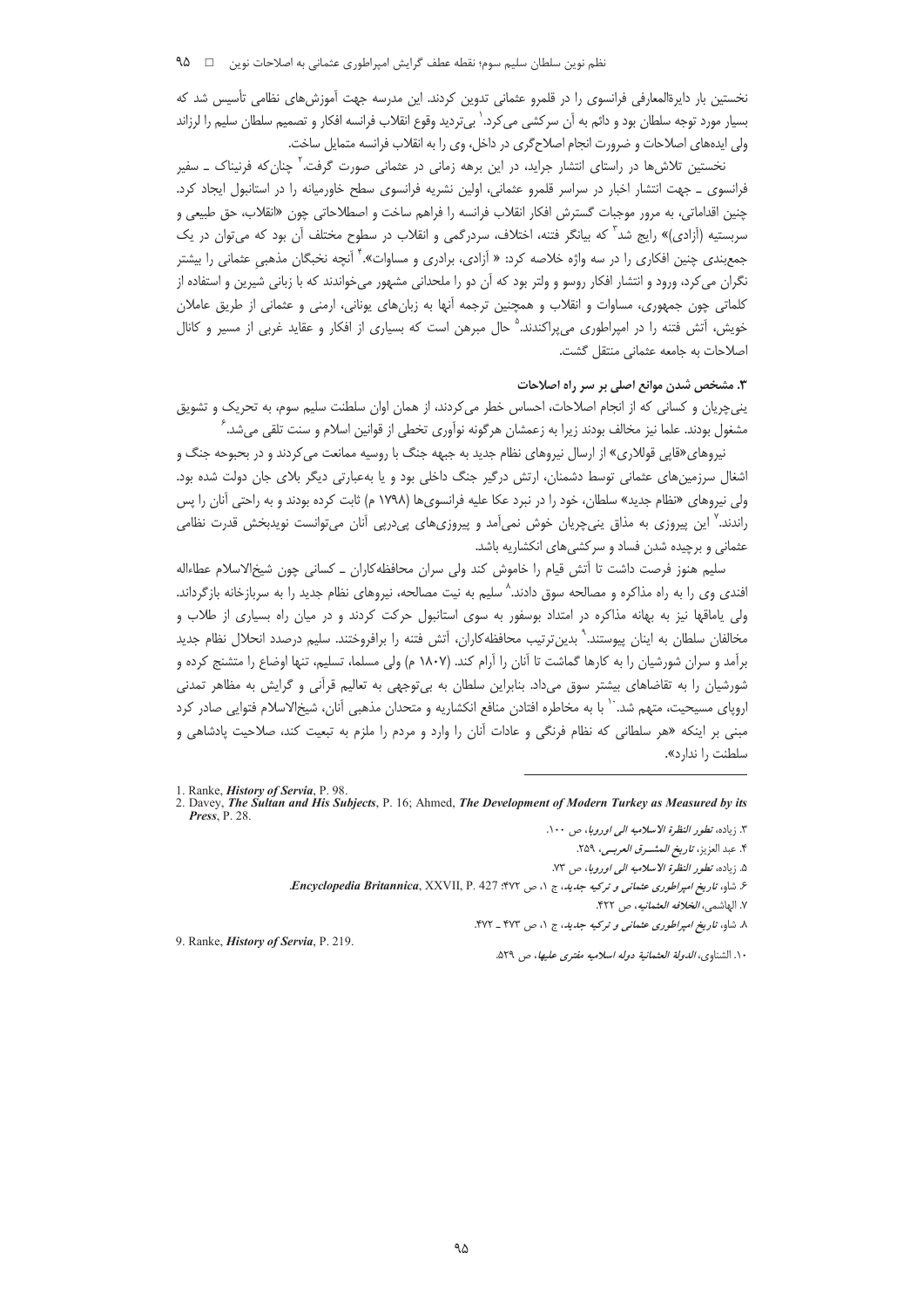نخستین بار دایرةالمعارفی فرانسوی را در قلمرو عثمانی تدوین کردند. این مدرسه جهت آموزش‌های نظامی تأسیس شد که بسیار مورد توجه سلطان بود و دائم به آن سرکشی می‌کرد.[1] بی‌تردید وقوع انقلاب فرانسه افکار و تصمیم سلطان سلیم را لرزاند ولی ایده‌های اصلاحات و ضرورت انجام اصلاح‌گری در داخل، وی را به انقلاب فرانسه متمایل ساخت.

نخستین تلاش‌ها در راستای انتشار جراید، در این برهه زمانی در عثمانی صورت گرفت.[2] چنان‌که فرنیاک ـ سفیر فرانسوی ـ جهت انتشار اخبار در سراسر قلمرو عثمانی، اولین نشریه فرانسوی سطح خاورمیانه را در استانبول ایجاد کرد. چنین اقداماتی، به مرور موجبات گسترش افکار انقلاب فرانسه را فراهم ساخت و اصطلاحاتی چون «انقلاب، حق طبیعی و سربستیه (آزادی)» رایج شد[3] که بیانگر فتنه، اختلاف، سردرگمی و انقلاب در سطوح مختلف آن بود که می‌توان در یک جمع‌بندی چنین افکاری را در سه واژه خلاصه کرد: « آزادی، برادری و مساوات».[4] آنچه نخبگان مذهبی عثمانی را بیشتر نگران می‌کرد، ورود و انتشار افکار روسو و ولتر بود که آن دو را ملحدانی مشهور می‌خواندند که با زبانی شیرین و استفاده از کلماتی چون جمهوری، مساوات و انقلاب و همچنین ترجمه آنها به زبان‌های یونانی، ارمنی و عثمانی از طریق عاملان خویش، آتش فتنه را در امپراطوری می‌پراکندند.[5] حال مبرهن است که بسیاری از افکار و عقاید غربی از مسیر و کانال اصلاحات به جامعه عثمانی منتقل گشت.

### ۳. مشخص شدن موانع اصلی بر سر راه اصلاحات

ینی‌چریان و کسانی که از انجام اصلاحات، احساس خطر می‌کردند، از همان اوان سلطنت سلیم سوم، به تحریک و تشویق مشغول بودند. علما نیز مخالف بودند زیرا به زعمشان هرگونه نوآوری تخطی از قوانین اسلام و سنت تلقی می‌شد.[6]

نیروهای«قاپی قوللاری» از ارسال نیروهای نظام جدید به جبهه جنگ با روسیه ممانعت می‌کردند و در بحبوحه جنگ و اشغال سرزمین‌های عثمانی توسط دشمنان، ارتش درگیر جنگ داخلی بود و یا به‌عبارتی دیگر بلای جان دولت شده بود. ولی نیروهای «نظام جدید» سلطان، خود را در نبرد عکا علیه فرانسوی‌ها (۱۷۹۸ م) ثابت کرده بودند و به راحتی آنان را پس راندند.[7] این پیروزی به مذاق ینی‌چریان خوش نمی‌آمد و پیروزی‌های پی‌درپی آنان می‌توانست نویدبخش قدرت نظامی عثمانی و برچیده شدن فساد و سرکشی‌های انکشاریه باشد.

سلیم هنوز فرصت داشت تا آتش قیام را خاموش کند ولی سران محافظه‌کاران ـ کسانی چون شیخ‌الاسلام عطاءالله افندی وی را به راه مذاکره و مصالحه سوق دادند.[8] سلیم به نیت مصالحه، نیروهای نظام جدید را به سربازخانه بازگرداند. ولی یاماقها نیز به بهانه مذاکره در امتداد بوسفور به سوی استانبول حرکت کردند و در میان راه بسیاری از طلاب و مخالفان سلطان به اینان پیوستند.[9] بدین‌ترتیب محافظه‌کاران، آتش فتنه را برافروختند. سلیم درصدد انحلال نظام جدید برآمد و سران شورشیان را به کارها گماشت تا آنان را آرام کند. (۱۸۰۷ م) ولی مسلما، تسلیم، تنها اوضاع را متشنج کرده و شورشیان را به تقاضاهای بیشتر سوق می‌داد. بنابراین سلطان به بی‌توجهی به تعالیم قرآنی و گرایش به مظاهر تمدنی اروپای مسیحیت، متهم شد.[10] با به مخاطره افتادن منافع انکشاریه و متحدان مذهبی آنان، شیخ‌الاسلام فتوایی صادر کرد مبنی بر اینکه «هر سلطانی که نظام فرنگی و عادات آنان را وارد و مردم را ملزم به تبعیت کند، صلاحیت پادشاهی و سلطنت را ندارد».

---

1. Ranke, *History of Servia*, P. 98.
2. Davey, *The Sultan and His Subjects*, P. 16; Ahmed, *The Development of Modern Turkey as Measured by its Press*, P. 28.
3. زیاده، *تطور النظرة الاسلامیه الی اوروبا*، ص ۱۰۰.
4. عبد العزیز، *تاریخ المشـرق العربـی*، ۲۵۹.
5. زیاده، *تطور النظرة الاسلامیه الی اوروبا*، ص ۷۳.
6. شاو، *تاریخ امپراطوری عثمانی و ترکیه جدید*، ج ۱، ص ۴۷۲؛ *Encyclopedia Britannica*, XXVII, P. 427.
7. الهاشمی، *الخلافه العثمانیه*، ص ۴۲۲.
8. شاو، *تاریخ امپراطوری عثمانی و ترکیه جدید*، ج ۱، ص ۴۷۳ ـ ۴۷۲.
9. Ranke, *History of Servia*, P. 219.
10. الشناوی، *الدولة العثمانیة دوله اسلامیه مفتری علیها*، ص ۵۲۹.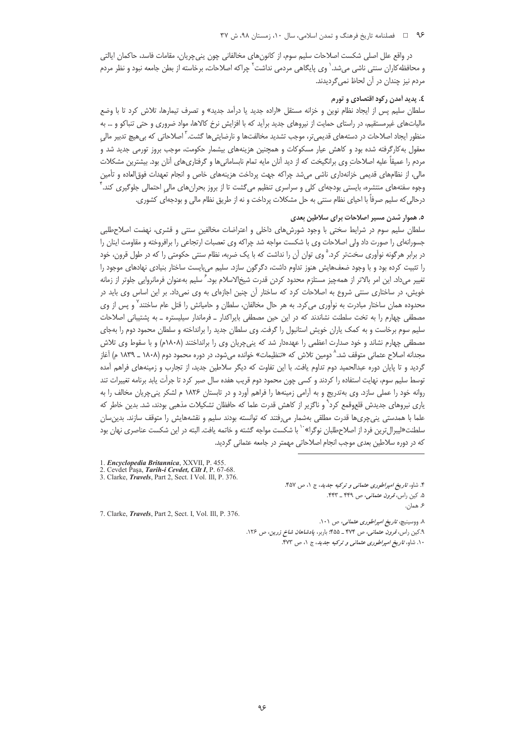در واقع علل اصلی شکست اصلاحات سلیم سوم، از کانون‌های مخالفانی چون ینی‌چریان، مقامات فاسد، حاکمان ایالتی و محافظه‌کاران سنتی ناشی می‌شد.[1] وی پایگاهی مردمی نداشت[2] چراکه اصلاحات، برخاسته از بطن جامعه نبود و نظر مردم مردم نیز چندان در آن لحاظ نمی‌گردیدند.

### ٤. پدید آمدن رکود اقتصادی و تورم

سلطان سلیم پس از ایجاد نظام نوین و خزانه مستقل «اراده جدید یا درآمد جدید» و تصرف تیمارها، تلاش کرد تا با وضع مالیات‌های غیرمستقیم، در راستای حمایت از نیروهای جدید برآید که با افزایش نرخ کالاها، مواد ضروری و حتی تنباکو و ... به منظور ایجاد اصلاحات در دسته‌های قدیمی‌تر، موجب تشدید مخالفت‌ها و نارضایتی‌ها گشت.[3] اصلاحاتی که بی‌هیچ تدبیر مالیِ معقول به‌کارگرفته شده بود و کاهش عیار مسکوکات و همچنین هزینه‌های بیشمار حکومت، موجب بروز تورمی جدید شد و مردم را عمیقاً علیه اصلاحاتِ وی برانگیخت که از دید آنان مایه تمام نابسامانی‌ها و گرفتاری‌های آنان بود. بیشترین مشکلات مالی، از نظام‌های قدیمی خزانه‌داری ناشی می‌شد چراکه جهت پرداخت هزینه‌های خاص و انجام تعهدات فوق‌العاده و تأمین وجوه سفته‌های منتشره، بایستی بودجه‌ای کلی و سراسری تنظیم می‌گشت تا از بروز بحران‌های مالیِ احتمالی جلوگیری کند.[4] درحالی‌که سلیم صرفاً با احیای نظام سنتی به حل مشکلات پرداخت و نه از طریق نظام مالی و بودجه‌ای کشوری.

### ٥. هموار شدن مسیر اصلاحات برای سلاطین بعدی

سلطان سلیم سوم در شرایط سختی با وجود شورش‌های داخلی و اعتراضات مخالفینِ سنتی و قشری، نهضت اصلاح‌طلبی جسورانه‌ای را صورت داد ولی اصلاحات وی با شکست مواجه شد چراکه وی تعصبات ارتجاعی را برافروخته و مقاومت اینان را در برابر هرگونه نوآوری سخت‌تر کرد.[5] وی توان آن را نداشت که با یک ضربه، نظام سنتی حکومتی را که در طول قرون، خود را تثبیت کرده بود و با وجود ضعف‌هایش هنوز تداوم داشت، دگرگون سازد. سلیم می‌بایست ساختار بنیادی نهادهای موجود را تغییر می‌داد. این امر بالاتر از همه‌چیز مستلزم محدود کردن قدرت شیخ‌الاسلام بود.[6] سلیم به‌عنوان فرمانروایی جلوتر از زمانه خویش، در ساختاری سنتی شروع به اصلاحات کرد که ساختار آن چنین اجازه‌ای به وی نمی‌داد. بر این اساس وی باید در محدوده همان ساختار مبادرت به نوآوری می‌کرد. به هر حال مخالفان، سلطان و حامیانش را قتل عام ساختند[7] و پس از وی مصطفی چهارم را به تخت سلطنت نشاندند که در این حین مصطفی بایراکدار ـ فرماندار سیلیستره ـ به پشتیبانی اصلاحات سلیم سوم برخاست و به کمک یاران خویش استانبول را گرفت. وی سلطان جدید را برانداخته و سلطان محمود دوم را به‌جای مصطفی چهارم نشاند و خود صدارت اعظمی را عهده‌دار شد که ینی‌چریان وی را برانداختند (١٨٠٨م) و با سقوط وی تلاش مجدانه اصلاح عثمانی متوقف شد.[8] دومین تلاش که «تنظیمات» خوانده می‌شود، در دوره محمود دوم (١٨٠٨ ـ ١٨٣٩ م) آغاز گردید و تا پایان دوره عبدالحمید دوم تداوم یافت. با این تفاوت که دیگر سلاطین جدید، از تجارب و زمینه‌های فراهم آمده توسط سلیم سوم، نهایت استفاده را کردند و کسی چون محمود دوم قریب هفده سال صبر کرد تا جرأت یابد برنامه تغییرات تند روانه خود را عملی سازد. وی به‌تدریج و به آرامی زمینه‌ها را فراهم آورد و در تابستان ١٨٢٦ م لشکر ینی‌چریان مخالف را به یاری نیروهای جدیدش قلع‌وقمع کرد[9] و ناگزیر از کاهش قدرت علما که حافظان تشکیلات مذهبی بودند، شد. بدین خاطر که علما با همدستی ینی‌چری‌ها قدرت مطلقی به‌شمار می‌رفتند که توانسته بودند سلیم و نقشه‌هایش را متوقف سازند. بدین‌سان سلطنت «لیبرال‌ترین فرد از اصلاح‌طلبان نوگرا»[10] با شکست مواجه گشته و خاتمه یافت. البته در این شکست عناصری نهان بود که در دوره سلاطین بعدی موجب انجام اصلاحاتی مهمتر در جامعه عثمانی گردید.

---

1. *Encyclopedia Britannica*, XXVII, P. 455.
2. Cevdet Paşa, *Tarih-i Cevdet, Cilt I*, P. 67-68.
3. Clarke, *Travels*, Part 2, Sect. I Vol. Ill, P. 376.
4. شاو، *تاریخ امپراطوری عثمانی و ترکیه جدید*، ج ١، ص ٤٥٧.
5. کین راس، *قرون عثمانی*، ص ٤٤٩ ـ ٤٤٣.
6. همان.
7. Clarke, *Travels*, Part 2, Sect. I, Vol. Ill, P. 376.
8. ووسینیچ، *تاریخ امپراطوری عثمانی*، ص ١٠١.
9. کین راس، *قرون عثمانی*، ص ٤٧٤ ـ ٤٥٥؛ باربر، *پادشاهان شاخ زرین*، ص ١٢٦.
10. شاو، *تاریخ امپراطوری عثمانی و ترکیه جدید*، ج ١، ص ٤٧٣.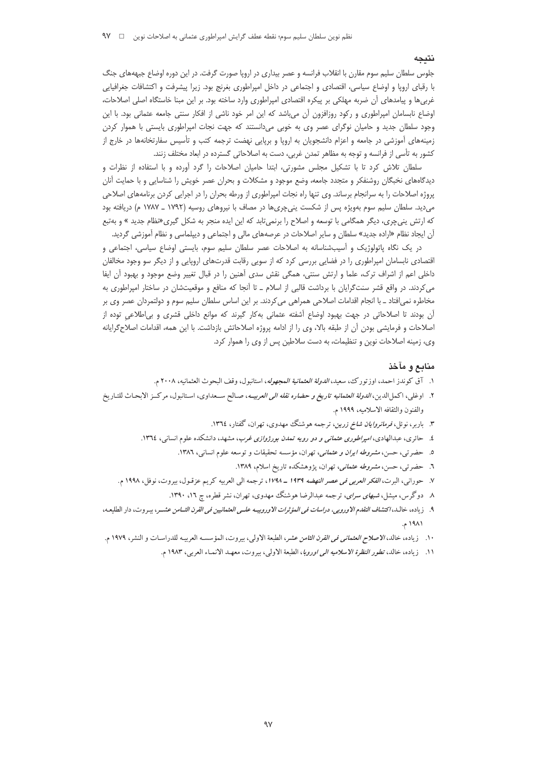## نتیجه

جلوس سلطان سلیم سوم مقارن با انقلاب فرانسه و عصر بیداری در اروپا صورت گرفت. در این دوره اوضاع جبهه‌های جنگ با رقبای اروپا و اوضاع سیاسی، اقتصادی و اجتماعی در داخل امپراطوری بغرنج بود. زیرا پیشرفت و اکتشافات جغرافیایی غربی‌ها و پیامدهای آن ضربه مهلکی بر پیکره اقتصادی امپراطوری وارد ساخته بود. بر این مبنا خاستگاه اصلی اصلاحات، اوضاع نابسامان امپراطوری و رکود روزافزون آن می‌باشد که این امر خود ناشی از افکار سنتی جامعه عثمانی بود. با این وجود سلطان جدید و حامیان نوگرای عصر وی به خوبی می‌دانستند که جهت نجات امپراطوری بایستی با هموار کردن زمینه‌های آموزشی در جامعه و اعزام دانشجویان به اروپا و برپایی نهضت ترجمه کتب و تأسیس سفارتخانه‌ها در خارج از کشور به تأسی از فرانسه و توجه به مظاهر تمدن غربی، دست به اصلاحاتی گسترده در ابعاد مختلف زنند.

سلطان تلاش کرد تا با تشکیل مجلس مشورتی، ابتدا حامیان اصلاحات را گرد آورده و با استفاده از نظرات و دیدگاه‌های نخبگان روشنفکر و متجدد جامعه، وضع موجود و مشکلات و بحران عصر خویش را شناسایی و با حمایت آنان پروژه اصلاحات را به سرانجام برساند. وی تنها راه نجات امپراطوری از ورطه بحران را در اجرایی کردن برنامه‌های اصلاحی می‌دید. سلطان سلیم سوم به‌ویژه پس از شکست ینی‌چری‌ها در مصاف با نیروهای روسیه (۱۷۹۲ ـ ۱۷۸۷ م) دریافته بود که ارتش ینی‌چری، دیگر همگامی با توسعه و اصلاح را برنمی‌تابد که این ایده منجر به شکل گیری «نظام جدید » و به‌تبع آن ایجاد نظام «اراده جدید» سلطان و سایر اصلاحات در عرصه‌های مالی و اجتماعی و دیپلماسی و نظام آموزشی گردید.

در یک نگاه پاتولوژیک و آسیب‌شناسانه به اصلاحات عصر سلطان سلیم سوم، بایستی اوضاع سیاسی، اجتماعی و اقتصادی نابسامان امپراطوری را در فضایی بررسی کرد که از سویی رقابت قدرت‌های اروپایی و از دیگر سو وجود مخالفان داخلی اعم از اشراف ترک، علما و ارتش سنتی، همگی نقش سدی آهنین را در قبال تغییر وضع موجود و بهبود آن ایفا می‌کردند. در واقع قشر سنت‌گرایان با برداشت قالبی از اسلام ـ تا آنجا که منافع و موقعیت‌شان در ساختار امپراطوری به مخاطره نمی‌افتاد ـ با انجام اقدامات اصلاحی همراهی می‌کردند. بر این اساس سلطان سلیم سوم و دولتمردان عصر وی بر آن بودند تا اصلاحاتی در جهت بهبود اوضاع آشفته عثمانی به‌کار گیرند که موانع داخلی قشری و بی‌اطلاعیِ توده از اصلاحات و فرمایشی بودن آن از طبقه بالا، وی را از ادامه پروژه اصلاحاتش بازداشت. با این همه، اقدامات اصلاح‌گرایانه وی، زمینه اصلاحات نوین و تنظیمات، به دست سلاطین پس از وی را هموار کرد.

## منابع و مآخذ

۱. آق کوندز احمد، اوزتورک، سعید، *الدولة العثمانیة المجهولة*، استانبول، وقف البحوث العثمانیه، ۲۰۰۸ م.

۲. اوغلی، اکمل‌الدین، *الدولة العثمانیه تاریخ و حضاره نقله الی العربیــه*، صـالح سـعداوی، اسـتانبول، مرکـز الابحـاث للتـاریخ والفنون والثقافه الاسلامیه، ۱۹۹۹ م.

۳. باربر، نوئل، *فرمانروایان شاخ زرین*، ترجمه هوشنگ مهدوی، تهران، گفتار، ۱۳۶٤.

٤. حائری، عبدالهادی، *امپراطوری عثمانی و دو رویه تمدن بورژوازی غرب*، مشهد، دانشکده علوم انسانی، ۱۳۶٤.

٥. حضرتی، حسن، *مشروطه ایران و عثمانی*، تهران، مؤسسه تحقیقات و توسعه علوم انسانی، ۱۳۸۶.

٦. حضرتی، حسن، *مشروطه عثمانی*، تهران، پژوهشکده تاریخ اسلام، ۱۳۸۹.

۷. حورانی، البرت، *الفکر العربی فی عصر النهضه ۱۹۳۹ ـ ۱۷۹۸*، ترجمه الی العربیه کریم عزقـول، بیروت، نوفل، ۱۹۹۸ م.

۸. دوگرس، میشل، *شبهای سرای*، ترجمه عبدالرضا هوشنگ مهدوی، تهران، نشر قطره، چ ۱٦، ۱۳۹۰.

۹. زیاده، خالـد، *اکتشاف التقدم الاوروبی. دراسات فی المؤثرات الاوروبیــه علــی العثمانیین فی القرن الثـامن عشــر*، بیـروت، دار الطلیعـه، ۱۹۸۱ م.

۱۰. زیاده، خالد، *الاصلاح العثمانی فی القرن الثامن عشر*، الطبعة الاولی، بیروت، المؤسسـه العربیـه للدراسـات و النشر، ۱۹۷۹ م.

۱۱. زیاده، خالد، *تطور النظرة الاسلامیه الی اوروبا*، الطبعة الاولی، بیروت، معهـد الانمـاء العربی، ۱۹۸۳ م.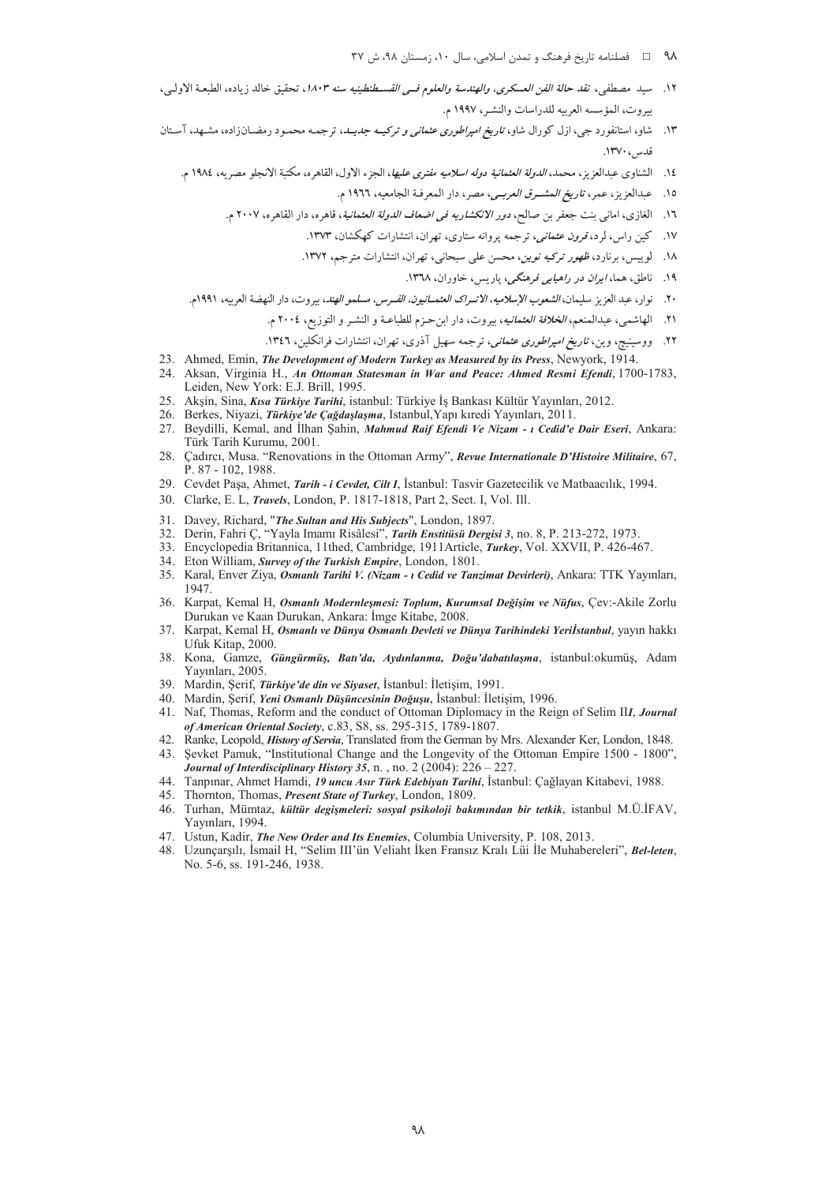۱۲. سید مصطفی، *نقد حالة الفن العسکری، والهندسة والعلوم فـی القسـطنطینیه سنه ۱۸۰۳*، تحقیق خالد زیاده، الطبعـة الاولـی، بیروت، المؤسسه العربیه للدراسات والنشـر، ۱۹۹۷ م.

۱۳. شاو، استانفورد جی، ازل کورال شاو، *تاریخ امپراطوری عثمانی و ترکیـه جدیـد*، ترجمـه محمـود رمضـانزاده، مشـهد، آسـتان قدس، ۱۳۷۰.

۱٤. الشناوی عبدالعزیز، محمد، *الدولة العثمانیة دوله اسلامیه مفتری علیها*، الجزء الاول، القاهره، مکتبة الانجلو مصریه، ۱۹۸٤ م.

۱٥. عبدالعزیز، عمر، *تاریخ المشـرق العربـی*، مصر، دار المعرفـة الجامعیه، ۱۹٦٦ م.

۱٦. الغازی، امانی بنت جعفر بن صالح، *دور الانکشاریه فی اضعاف الدولة العثمانیة*، قاهره، دار القاهره، ۲۰۰۷ م.

۱۷. کین راس، لرد، *قرون عثمانی*، ترجمه پروانه ستاری، تهران، انتشارات کهکشان، ۱۳۷۳.

۱۸. لوییس، برنارد، *ظهور ترکیه نوین*، محسن علی سبحانی، تهران، انتشارات مترجم، ۱۳۷۲.

۱۹. ناطق، هما، *ایران در راهیابی فرهنگی*، پاریس، خاوران، ۱۳٦۸.

۲۰. نوار، عبد العزیز سلیمان، *الشعوب الإسلامیه، الاتـراک العثمـانیون، الفـرس، مسلمو الهند*، بیروت، دار النهضة العربیه، ۱۹۹۱م.

۲۱. الهاشمی، عبدالمنعم، *الخلافة العثمانیه*، بیروت، دار ابنحـزم للطباعـة و النشـر و التوزیع، ۲۰۰٤ م.

۲۲. ووسینیچ، وین، *تاریخ امپراطوری عثمانی*، ترجمه سهیل آذری، تهران، انتشارات فرانکلین، ۱۳٤٦.

23. Ahmed, Emin, ***The Development of Modern Turkey as Measured by its Press***, Newyork, 1914.
24. Aksan, Virginia H., ***An Ottoman Statesman in War and Peace: Ahmed Resmi Efendi***, 1700-1783, Leiden, New York: E.J. Brill, 1995.
25. Akşin, Sina, ***Kısa Türkiye Tarihi***, istanbul: Türkiye İş Bankası Kültür Yayınları, 2012.
26. Berkes, Niyazi, ***Türkiye'de Çağdaşlaşma***, Istanbul,Yapı kıredi Yayınları, 2011.
27. Beydilli, Kemal, and İlhan Şahin, ***Mahmud Raif Efendi Ve Nizam - ı Cedid'e Dair Eseri***, Ankara: Türk Tarih Kurumu, 2001.
28. Çadırcı, Musa. "Renovations in the Ottoman Army", ***Revue Internationale D'Histoire Militaire***, 67, P. 87 - 102, 1988.
29. Cevdet Paşa, Ahmet, ***Tarih - i Cevdet, Cilt I***, İstanbul: Tasvir Gazetecilik ve Matbaacılık, 1994.
30. Clarke, E. L, ***Travels***, London, P. 1817-1818, Part 2, Sect. I, Vol. Ill.
31. Davey, Richard, "***The Sultan and His Subjects***", London, 1897.
32. Derin, Fahri Ç, "Yayla Imamı Risâlesi", ***Tarih Enstitüsü Dergisi 3***, no. 8, P. 213-272, 1973.
33. Encyclopedia Britannica, 11thed, Cambridge, 1911Article, ***Turkey***, Vol. XXVII, P. 426-467.
34. Eton William, ***Survey of the Turkish Empire***, London, 1801.
35. Karal, Enver Ziya, ***Osmanlı Tarihi V. (Nizam - ı Cedid ve Tanzimat Devirleri)***, Ankara: TTK Yayınları, 1947.
36. Karpat, Kemal H, ***Osmanlı Modernleşmesi: Toplum, Kurumsal Değişim ve Nüfus***, Çev:-Akile Zorlu Durukan ve Kaan Durukan, Ankara: İmge Kitabe, 2008.
37. Karpat, Kemal H, ***Osmanlı ve Dünya Osmanlı Devleti ve Dünya Tarihindeki Yeriİstanbul***, yayın hakkı Ufuk Kitap, 2000.
38. Kona, Gamze, ***Güngürmüş, Batı'da, Aydınlanma, Doğu'dabatılaşma***, istanbul:okumüş, Adam Yayınları, 2005.
39. Mardin, Şerif, ***Türkiye'de din ve Siyaset***, İstanbul: İletişim, 1991.
40. Mardin, Şerif, ***Yeni Osmanlı Düşüncesinin Doğuşu***, İstanbul: İletişim, 1996.
41. Naf, Thomas, Reform and the conduct of Ottoman Diplomacy in the Reign of Selim II*I*, ***Journal of American Oriental Society***, c.83, S8, ss. 295-315, 1789-1807.
42. Ranke, Leopold, ***History of Servia***, Translated from the German by Mrs. Alexander Ker, London, 1848.
43. Şevket Pamuk, "Institutional Change and the Longevity of the Ottoman Empire 1500 - 1800", ***Journal of Interdisciplinary History 35***, n. , no. 2 (2004): 226 – 227.
44. Tanpınar, Ahmet Hamdi, ***19 uncu Asır Türk Edebiyatı Tarihi***, İstanbul: Çağlayan Kitabevi, 1988.
45. Thornton, Thomas, ***Present State of Turkey***, London, 1809.
46. Turhan, Mümtaz, ***kültür degişmeleri: sosyal psikoloji bakımından bir tetkik***, istanbul M.Ü.İFAV, Yayınları, 1994.
47. Ustun, Kadir, ***The New Order and Its Enemies***, Columbia University, P. 108, 2013.
48. Uzunçarşılı, İsmail H, "Selim III'ün Veliaht İken Fransız Kralı Lüi İle Muhabereleri", ***Bel-leten***, No. 5-6, ss. 191-246, 1938.